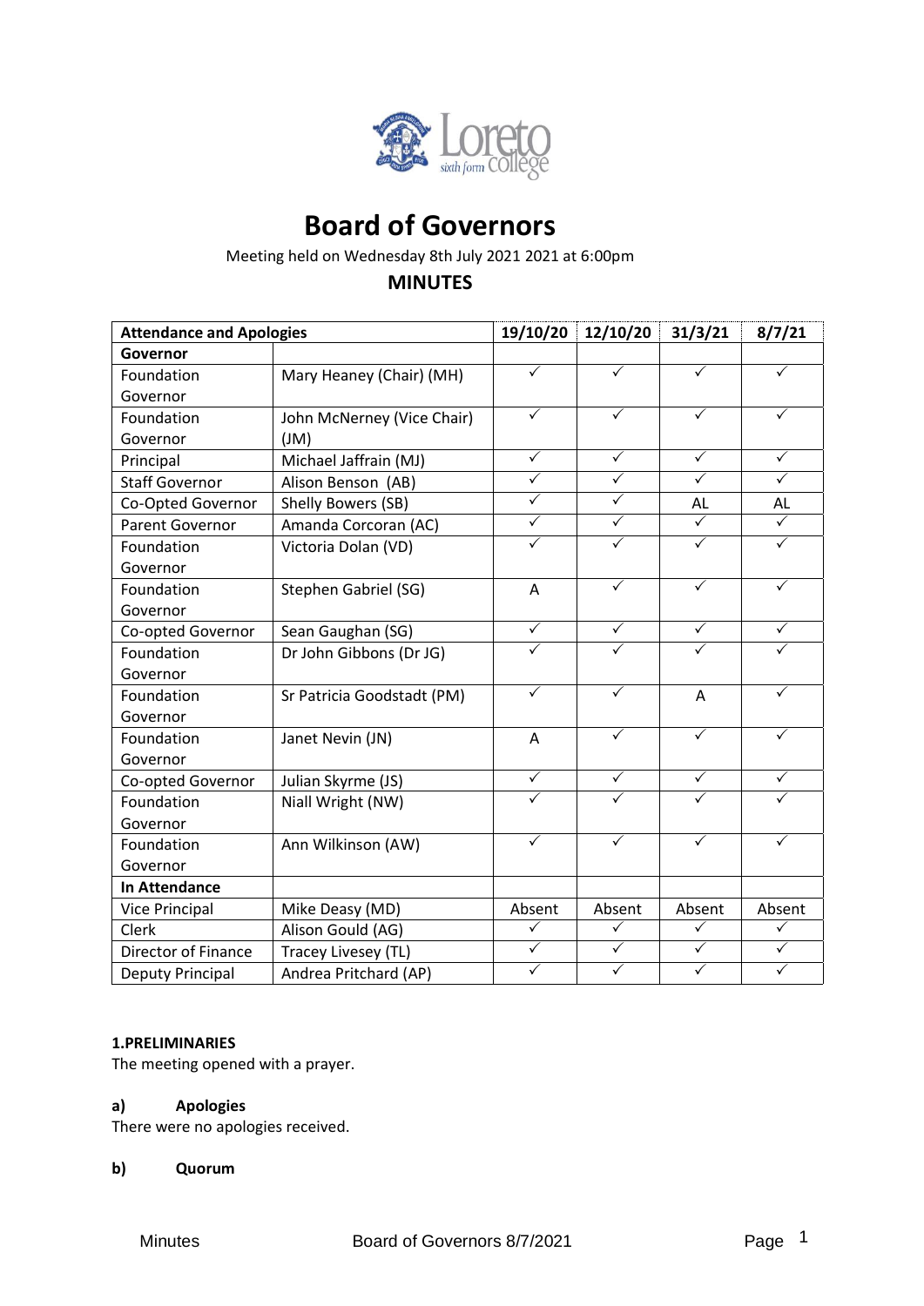# Board of Governors

Meeting held on Wednesday 8th July 2021 2021 at 6:00pm

## MINUTES

| Attendance and Apologies | | 19/10/20 | 12/10/20 | 31/3/21 | 8/7/21 |
|---|---|---|---|---|---|
| **Governor** | | | | | |
| Foundation Governor | Mary Heaney (Chair) (MH) | ✓ | ✓ | ✓ | ✓ |
| Foundation Governor | John McNerney (Vice Chair) (JM) | ✓ | ✓ | ✓ | ✓ |
| Principal | Michael Jaffrain (MJ) | ✓ | ✓ | ✓ | ✓ |
| Staff Governor | Alison Benson (AB) | ✓ | ✓ | ✓ | ✓ |
| Co-Opted Governor | Shelly Bowers (SB) | ✓ | ✓ | AL | AL |
| Parent Governor | Amanda Corcoran (AC) | ✓ | ✓ | ✓ | ✓ |
| Foundation Governor | Victoria Dolan (VD) | ✓ | ✓ | ✓ | ✓ |
| Foundation Governor | Stephen Gabriel (SG) | A | ✓ | ✓ | ✓ |
| Co-opted Governor | Sean Gaughan (SG) | ✓ | ✓ | ✓ | ✓ |
| Foundation Governor | Dr John Gibbons (Dr JG) | ✓ | ✓ | ✓ | ✓ |
| Foundation Governor | Sr Patricia Goodstadt (PM) | ✓ | ✓ | A | ✓ |
| Foundation Governor | Janet Nevin (JN) | A | ✓ | ✓ | ✓ |
| Co-opted Governor | Julian Skyrme (JS) | ✓ | ✓ | ✓ | ✓ |
| Foundation Governor | Niall Wright (NW) | ✓ | ✓ | ✓ | ✓ |
| Foundation Governor | Ann Wilkinson (AW) | ✓ | ✓ | ✓ | ✓ |
| **In Attendance** | | | | | |
| Vice Principal | Mike Deasy (MD) | Absent | Absent | Absent | Absent |
| Clerk | Alison Gould (AG) | ✓ | ✓ | ✓ | ✓ |
| Director of Finance | Tracey Livesey (TL) | ✓ | ✓ | ✓ | ✓ |
| Deputy Principal | Andrea Pritchard (AP) | ✓ | ✓ | ✓ | ✓ |

**1.PRELIMINARIES**

The meeting opened with a prayer.

**a) Apologies**

There were no apologies received.

**b) Quorum**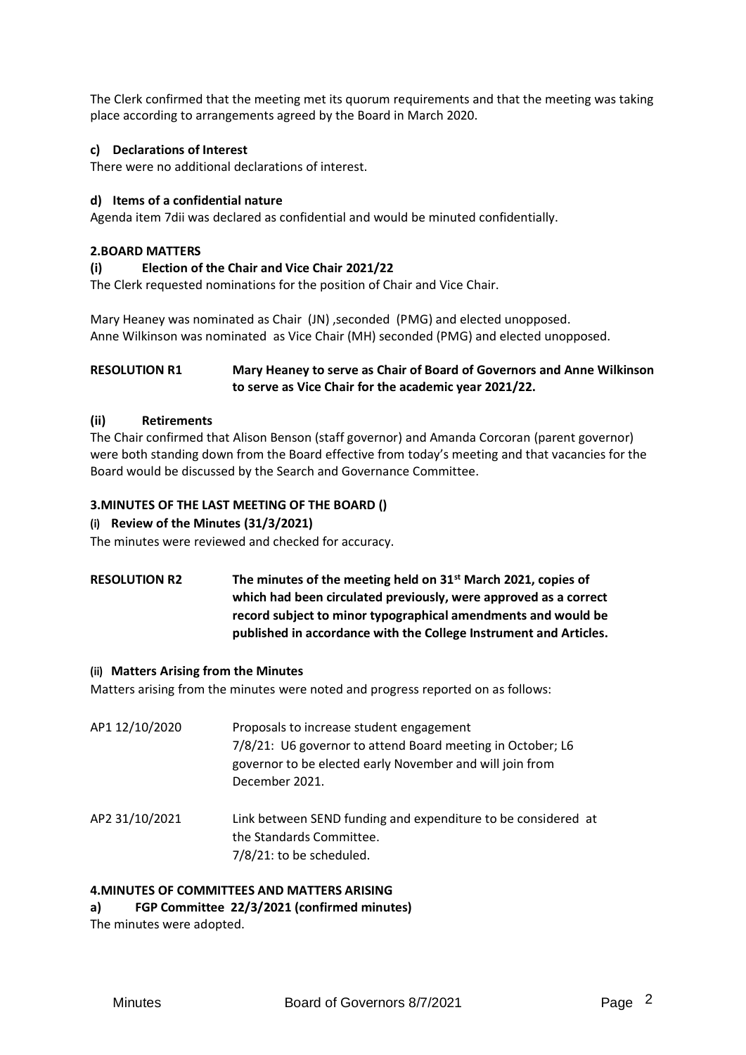The Clerk confirmed that the meeting met its quorum requirements and that the meeting was taking place according to arrangements agreed by the Board in March 2020.

#### c) Declarations of Interest

There were no additional declarations of interest.

#### d) Items of a confidential nature

Agenda item 7dii was declared as confidential and would be minuted confidentially.

### 2.BOARD MATTERS

#### (i) Election of the Chair and Vice Chair 2021/22

The Clerk requested nominations for the position of Chair and Vice Chair.

Mary Heaney was nominated as Chair (JN) ,seconded (PMG) and elected unopposed.
Anne Wilkinson was nominated as Vice Chair (MH) seconded (PMG) and elected unopposed.

**RESOLUTION R1** **Mary Heaney to serve as Chair of Board of Governors and Anne Wilkinson to serve as Vice Chair for the academic year 2021/22.**

#### (ii) Retirements

The Chair confirmed that Alison Benson (staff governor) and Amanda Corcoran (parent governor) were both standing down from the Board effective from today's meeting and that vacancies for the Board would be discussed by the Search and Governance Committee.

### 3.MINUTES OF THE LAST MEETING OF THE BOARD ()

#### (i) Review of the Minutes (31/3/2021)

The minutes were reviewed and checked for accuracy.

**RESOLUTION R2** **The minutes of the meeting held on 31st March 2021, copies of which had been circulated previously, were approved as a correct record subject to minor typographical amendments and would be published in accordance with the College Instrument and Articles.**

#### (ii) Matters Arising from the Minutes

Matters arising from the minutes were noted and progress reported on as follows:

| | |
|---|---|
| AP1 12/10/2020 | Proposals to increase student engagement<br>7/8/21: U6 governor to attend Board meeting in October; L6 governor to be elected early November and will join from December 2021. |
| AP2 31/10/2021 | Link between SEND funding and expenditure to be considered at the Standards Committee.<br>7/8/21: to be scheduled. |

### 4.MINUTES OF COMMITTEES AND MATTERS ARISING

#### a) FGP Committee 22/3/2021 (confirmed minutes)

The minutes were adopted.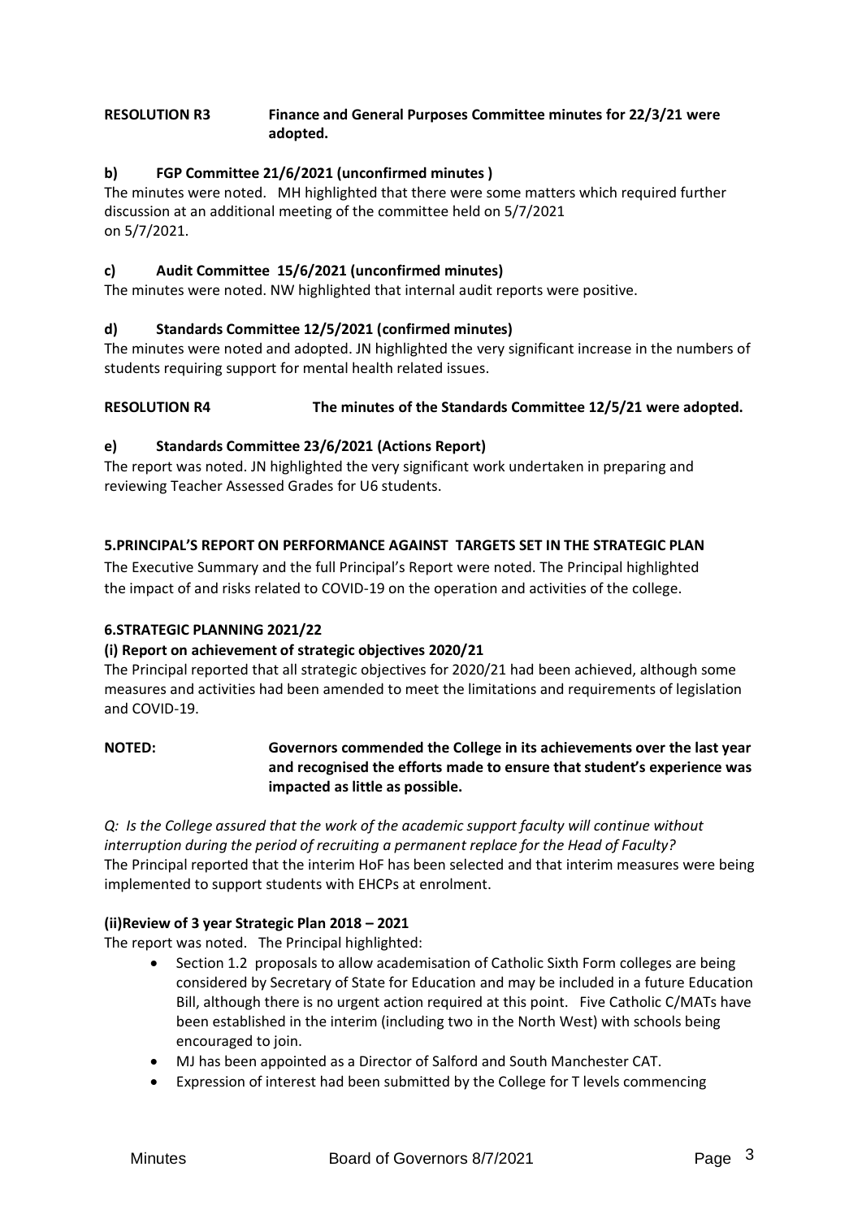**RESOLUTION R3 Finance and General Purposes Committee minutes for 22/3/21 were adopted.**

**b) FGP Committee 21/6/2021 (unconfirmed minutes )**

The minutes were noted. MH highlighted that there were some matters which required further discussion at an additional meeting of the committee held on 5/7/2021
on 5/7/2021.

**c) Audit Committee 15/6/2021 (unconfirmed minutes)**

The minutes were noted. NW highlighted that internal audit reports were positive.

**d) Standards Committee 12/5/2021 (confirmed minutes)**

The minutes were noted and adopted. JN highlighted the very significant increase in the numbers of students requiring support for mental health related issues.

**RESOLUTION R4 The minutes of the Standards Committee 12/5/21 were adopted.**

**e) Standards Committee 23/6/2021 (Actions Report)**

The report was noted. JN highlighted the very significant work undertaken in preparing and reviewing Teacher Assessed Grades for U6 students.

**5.PRINCIPAL'S REPORT ON PERFORMANCE AGAINST TARGETS SET IN THE STRATEGIC PLAN**

The Executive Summary and the full Principal's Report were noted. The Principal highlighted the impact of and risks related to COVID-19 on the operation and activities of the college.

**6.STRATEGIC PLANNING 2021/22**

**(i) Report on achievement of strategic objectives 2020/21**

The Principal reported that all strategic objectives for 2020/21 had been achieved, although some measures and activities had been amended to meet the limitations and requirements of legislation and COVID-19.

**NOTED: Governors commended the College in its achievements over the last year and recognised the efforts made to ensure that student's experience was impacted as little as possible.**

*Q: Is the College assured that the work of the academic support faculty will continue without interruption during the period of recruiting a permanent replace for the Head of Faculty?*
The Principal reported that the interim HoF has been selected and that interim measures were being implemented to support students with EHCPs at enrolment.

**(ii)Review of 3 year Strategic Plan 2018 – 2021**

The report was noted. The Principal highlighted:

- Section 1.2 proposals to allow academisation of Catholic Sixth Form colleges are being considered by Secretary of State for Education and may be included in a future Education Bill, although there is no urgent action required at this point. Five Catholic C/MATs have been established in the interim (including two in the North West) with schools being encouraged to join.
- MJ has been appointed as a Director of Salford and South Manchester CAT.
- Expression of interest had been submitted by the College for T levels commencing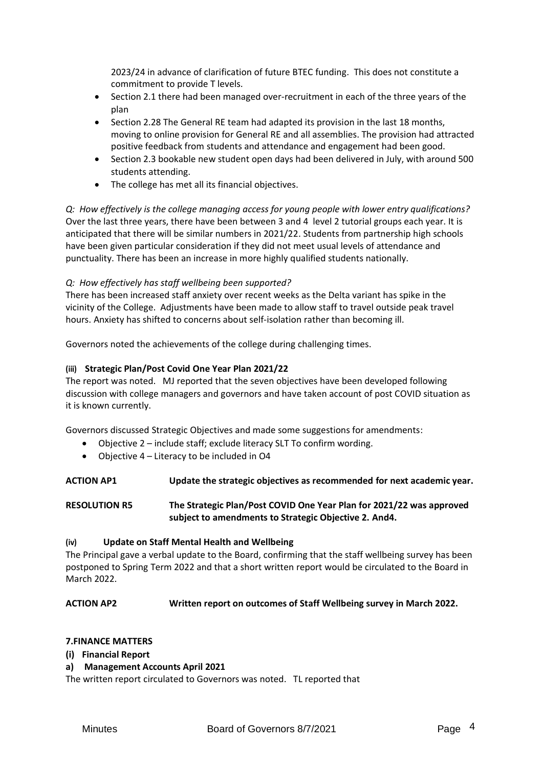2023/24 in advance of clarification of future BTEC funding. This does not constitute a commitment to provide T levels.

- Section 2.1 there had been managed over-recruitment in each of the three years of the plan
- Section 2.28 The General RE team had adapted its provision in the last 18 months, moving to online provision for General RE and all assemblies. The provision had attracted positive feedback from students and attendance and engagement had been good.
- Section 2.3 bookable new student open days had been delivered in July, with around 500 students attending.
- The college has met all its financial objectives.

*Q: How effectively is the college managing access for young people with lower entry qualifications?*
Over the last three years, there have been between 3 and 4 level 2 tutorial groups each year. It is anticipated that there will be similar numbers in 2021/22. Students from partnership high schools have been given particular consideration if they did not meet usual levels of attendance and punctuality. There has been an increase in more highly qualified students nationally.

*Q: How effectively has staff wellbeing been supported?*
There has been increased staff anxiety over recent weeks as the Delta variant has spike in the vicinity of the College. Adjustments have been made to allow staff to travel outside peak travel hours. Anxiety has shifted to concerns about self-isolation rather than becoming ill.

Governors noted the achievements of the college during challenging times.

**(iii) Strategic Plan/Post Covid One Year Plan 2021/22**

The report was noted. MJ reported that the seven objectives have been developed following discussion with college managers and governors and have taken account of post COVID situation as it is known currently.

Governors discussed Strategic Objectives and made some suggestions for amendments:

- Objective 2 – include staff; exclude literacy SLT To confirm wording.
- Objective 4 – Literacy to be included in O4

**ACTION AP1** **Update the strategic objectives as recommended for next academic year.**

**RESOLUTION R5** **The Strategic Plan/Post COVID One Year Plan for 2021/22 was approved subject to amendments to Strategic Objective 2. And4.**

**(iv) Update on Staff Mental Health and Wellbeing**

The Principal gave a verbal update to the Board, confirming that the staff wellbeing survey has been postponed to Spring Term 2022 and that a short written report would be circulated to the Board in March 2022.

**ACTION AP2** **Written report on outcomes of Staff Wellbeing survey in March 2022.**

**7.FINANCE MATTERS**

**(i) Financial Report**

**a) Management Accounts April 2021**

The written report circulated to Governors was noted. TL reported that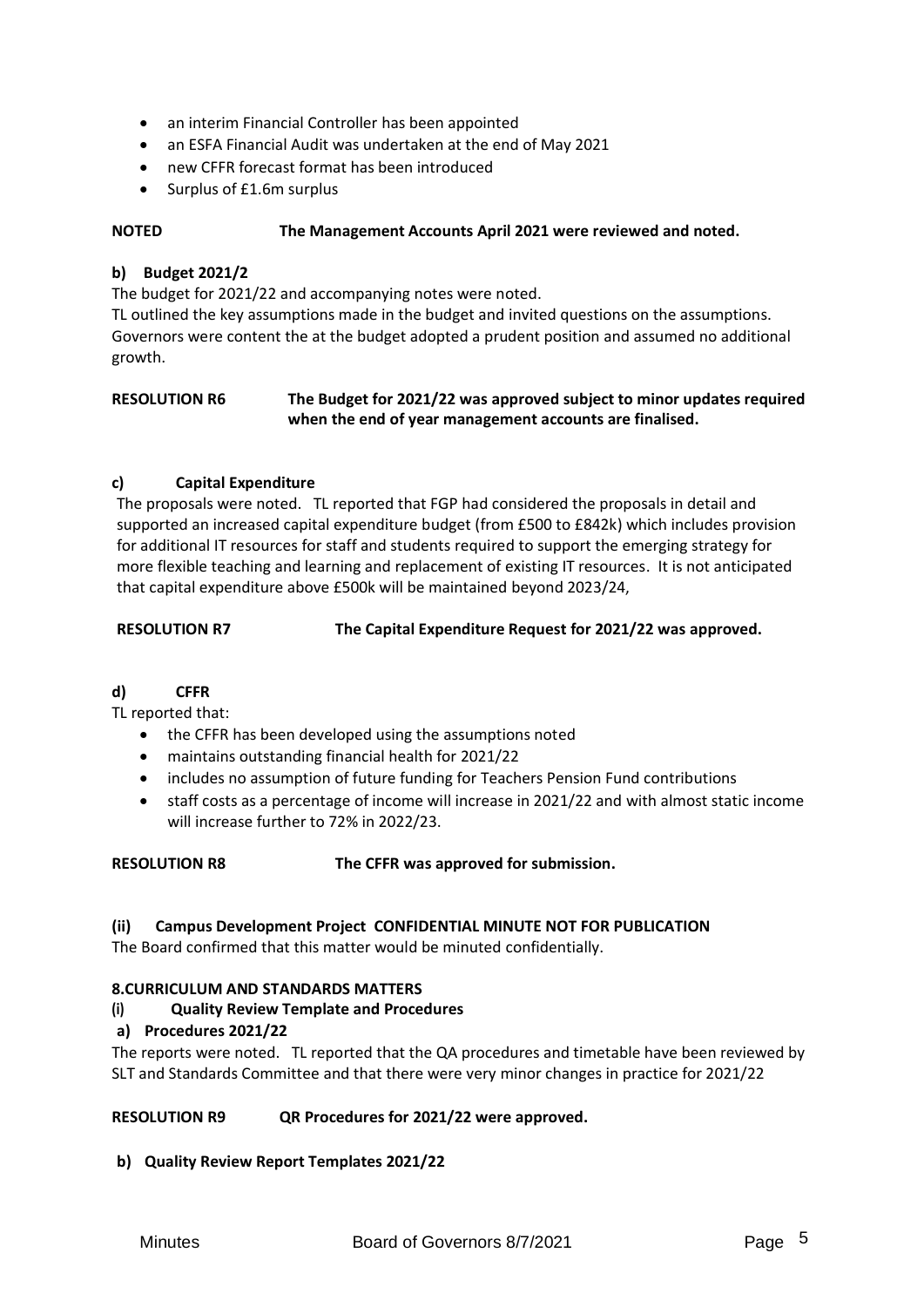- an interim Financial Controller has been appointed
- an ESFA Financial Audit was undertaken at the end of May 2021
- new CFFR forecast format has been introduced
- Surplus of £1.6m surplus

**NOTED** **The Management Accounts April 2021 were reviewed and noted.**

**b) Budget 2021/2**

The budget for 2021/22 and accompanying notes were noted.

TL outlined the key assumptions made in the budget and invited questions on the assumptions. Governors were content the at the budget adopted a prudent position and assumed no additional growth.

**RESOLUTION R6** **The Budget for 2021/22 was approved subject to minor updates required when the end of year management accounts are finalised.**

**c) Capital Expenditure**

The proposals were noted. TL reported that FGP had considered the proposals in detail and supported an increased capital expenditure budget (from £500 to £842k) which includes provision for additional IT resources for staff and students required to support the emerging strategy for more flexible teaching and learning and replacement of existing IT resources. It is not anticipated that capital expenditure above £500k will be maintained beyond 2023/24,

**RESOLUTION R7** **The Capital Expenditure Request for 2021/22 was approved.**

**d) CFFR**

TL reported that:

- the CFFR has been developed using the assumptions noted
- maintains outstanding financial health for 2021/22
- includes no assumption of future funding for Teachers Pension Fund contributions
- staff costs as a percentage of income will increase in 2021/22 and with almost static income will increase further to 72% in 2022/23.

**RESOLUTION R8** **The CFFR was approved for submission.**

**(ii) Campus Development Project CONFIDENTIAL MINUTE NOT FOR PUBLICATION**

The Board confirmed that this matter would be minuted confidentially.

**8.CURRICULUM AND STANDARDS MATTERS**

**(i) Quality Review Template and Procedures**

**a) Procedures 2021/22**

The reports were noted. TL reported that the QA procedures and timetable have been reviewed by SLT and Standards Committee and that there were very minor changes in practice for 2021/22

**RESOLUTION R9** **QR Procedures for 2021/22 were approved.**

**b) Quality Review Report Templates 2021/22**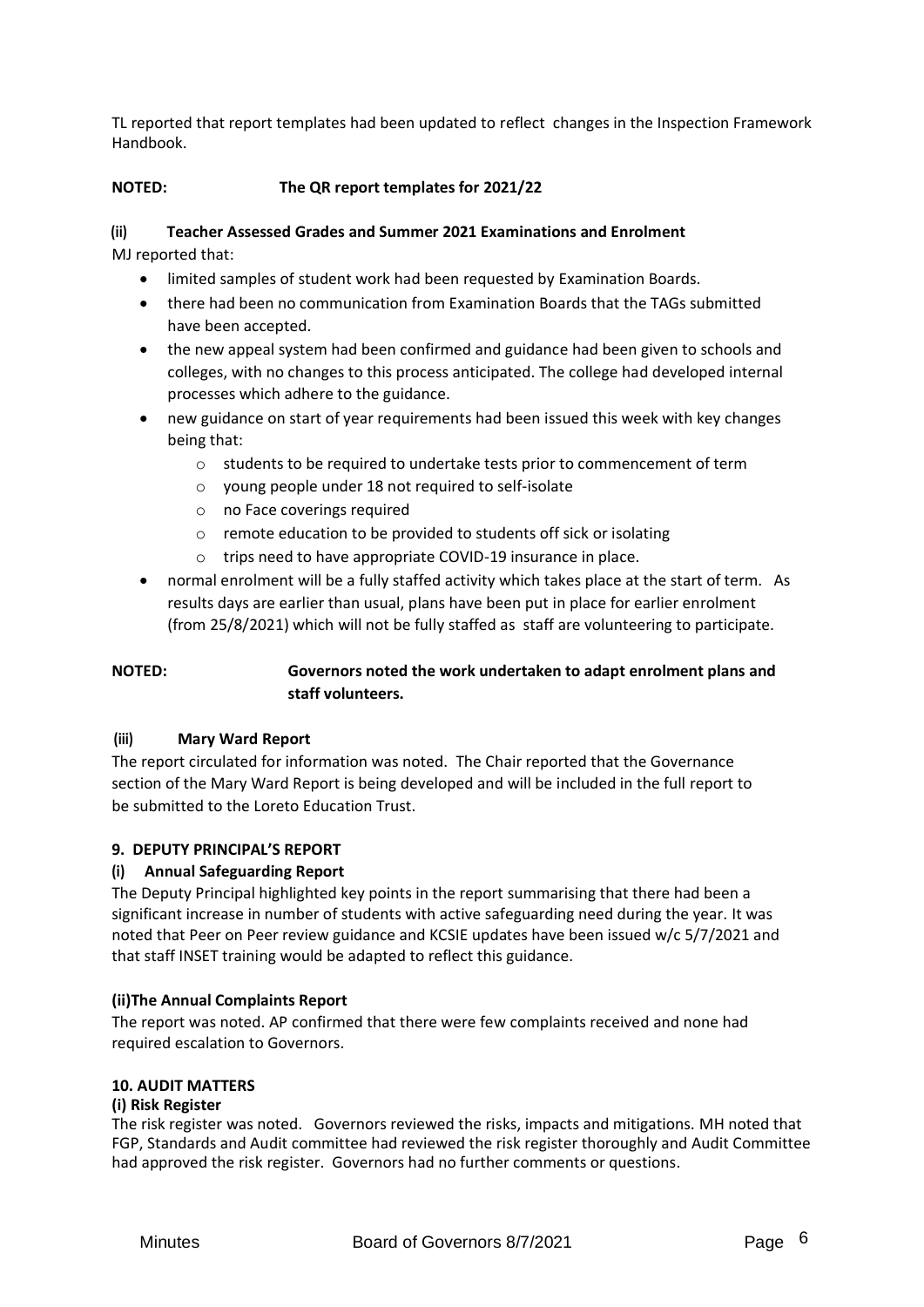TL reported that report templates had been updated to reflect changes in the Inspection Framework Handbook.

**NOTED: The QR report templates for 2021/22**

**(ii) Teacher Assessed Grades and Summer 2021 Examinations and Enrolment**

MJ reported that:

- limited samples of student work had been requested by Examination Boards.
- there had been no communication from Examination Boards that the TAGs submitted have been accepted.
- the new appeal system had been confirmed and guidance had been given to schools and colleges, with no changes to this process anticipated. The college had developed internal processes which adhere to the guidance.
- new guidance on start of year requirements had been issued this week with key changes being that:
  - students to be required to undertake tests prior to commencement of term
  - young people under 18 not required to self-isolate
  - no Face coverings required
  - remote education to be provided to students off sick or isolating
  - trips need to have appropriate COVID-19 insurance in place.
- normal enrolment will be a fully staffed activity which takes place at the start of term. As results days are earlier than usual, plans have been put in place for earlier enrolment (from 25/8/2021) which will not be fully staffed as staff are volunteering to participate.

**NOTED: Governors noted the work undertaken to adapt enrolment plans and staff volunteers.**

**(iii) Mary Ward Report**

The report circulated for information was noted. The Chair reported that the Governance section of the Mary Ward Report is being developed and will be included in the full report to be submitted to the Loreto Education Trust.

**9. DEPUTY PRINCIPAL'S REPORT**

**(i) Annual Safeguarding Report**

The Deputy Principal highlighted key points in the report summarising that there had been a significant increase in number of students with active safeguarding need during the year. It was noted that Peer on Peer review guidance and KCSIE updates have been issued w/c 5/7/2021 and that staff INSET training would be adapted to reflect this guidance.

**(ii)The Annual Complaints Report**

The report was noted. AP confirmed that there were few complaints received and none had required escalation to Governors.

**10. AUDIT MATTERS**

**(i) Risk Register**

The risk register was noted. Governors reviewed the risks, impacts and mitigations. MH noted that FGP, Standards and Audit committee had reviewed the risk register thoroughly and Audit Committee had approved the risk register. Governors had no further comments or questions.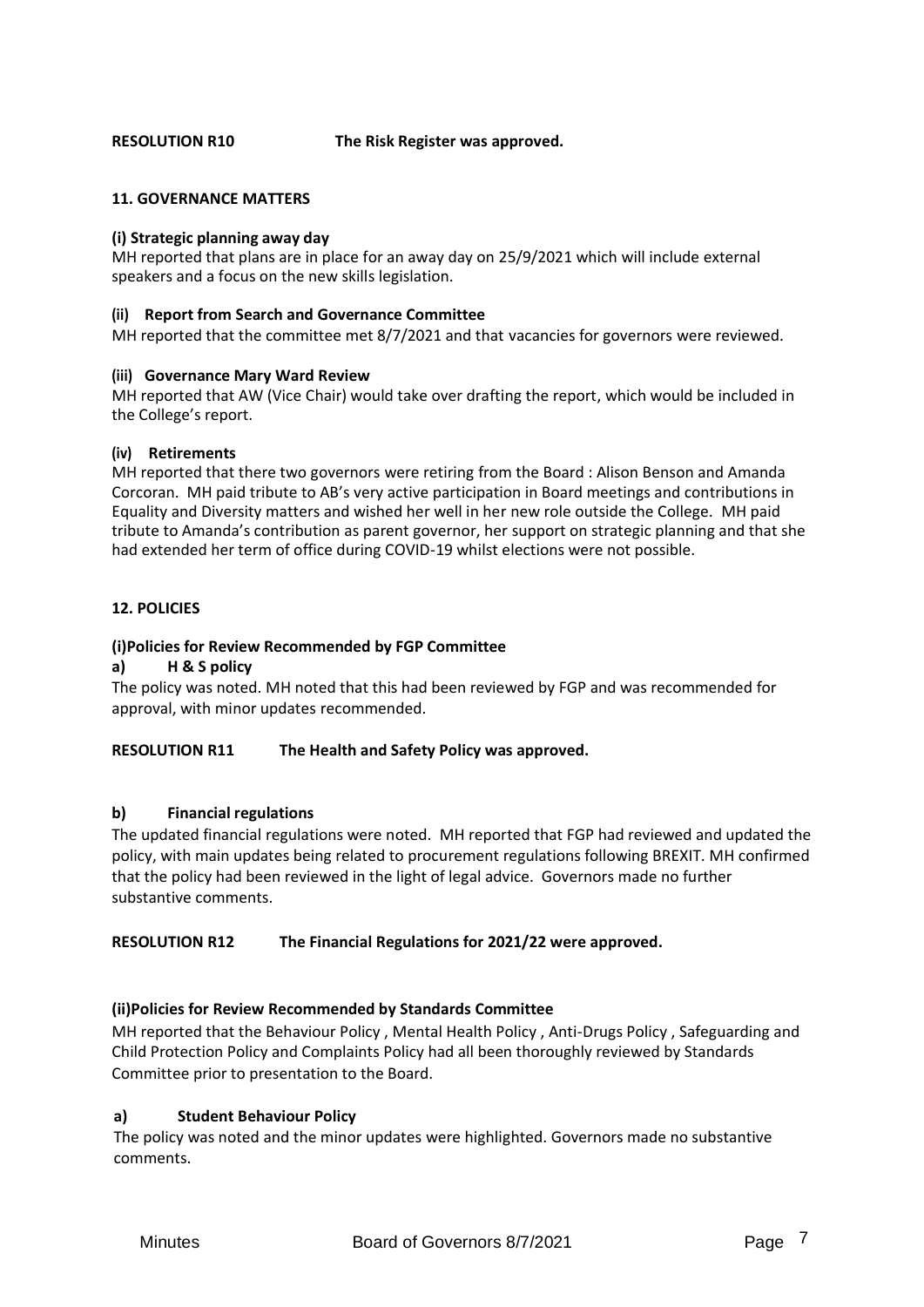**RESOLUTION R10 The Risk Register was approved.**

**11. GOVERNANCE MATTERS**

**(i) Strategic planning away day**

MH reported that plans are in place for an away day on 25/9/2021 which will include external speakers and a focus on the new skills legislation.

**(ii) Report from Search and Governance Committee**

MH reported that the committee met 8/7/2021 and that vacancies for governors were reviewed.

**(iii) Governance Mary Ward Review**

MH reported that AW (Vice Chair) would take over drafting the report, which would be included in the College's report.

**(iv) Retirements**

MH reported that there two governors were retiring from the Board : Alison Benson and Amanda Corcoran. MH paid tribute to AB's very active participation in Board meetings and contributions in Equality and Diversity matters and wished her well in her new role outside the College. MH paid tribute to Amanda's contribution as parent governor, her support on strategic planning and that she had extended her term of office during COVID-19 whilst elections were not possible.

**12. POLICIES**

**(i)Policies for Review Recommended by FGP Committee**

**a) H & S policy**

The policy was noted. MH noted that this had been reviewed by FGP and was recommended for approval, with minor updates recommended.

**RESOLUTION R11 The Health and Safety Policy was approved.**

**b) Financial regulations**

The updated financial regulations were noted. MH reported that FGP had reviewed and updated the policy, with main updates being related to procurement regulations following BREXIT. MH confirmed that the policy had been reviewed in the light of legal advice. Governors made no further substantive comments.

**RESOLUTION R12 The Financial Regulations for 2021/22 were approved.**

**(ii)Policies for Review Recommended by Standards Committee**

MH reported that the Behaviour Policy , Mental Health Policy , Anti-Drugs Policy , Safeguarding and Child Protection Policy and Complaints Policy had all been thoroughly reviewed by Standards Committee prior to presentation to the Board.

**a) Student Behaviour Policy**

The policy was noted and the minor updates were highlighted. Governors made no substantive comments.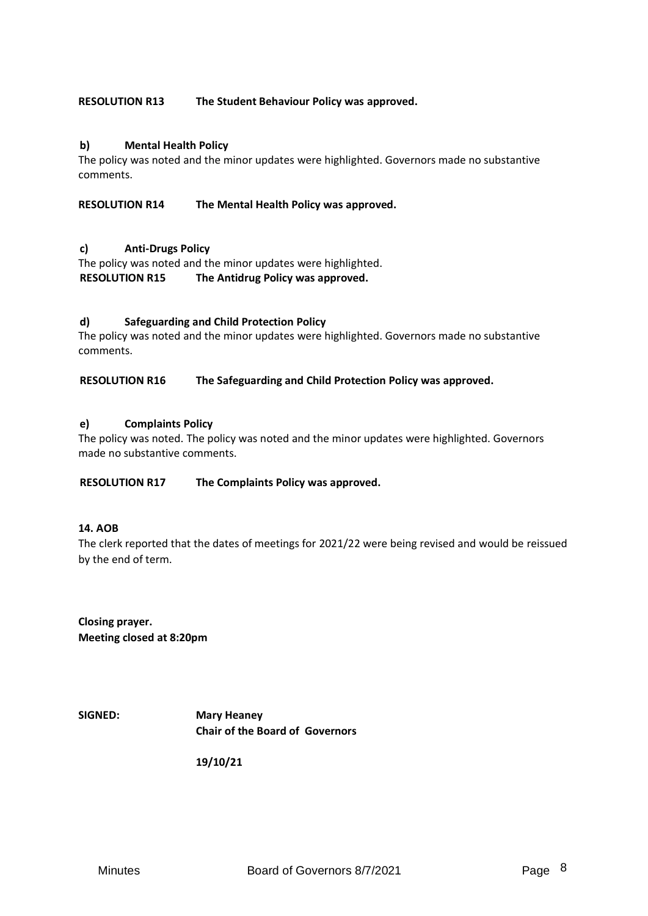**RESOLUTION R13 The Student Behaviour Policy was approved.**

**b) Mental Health Policy**

The policy was noted and the minor updates were highlighted. Governors made no substantive comments.

**RESOLUTION R14 The Mental Health Policy was approved.**

**c) Anti-Drugs Policy**

The policy was noted and the minor updates were highlighted.

**RESOLUTION R15 The Antidrug Policy was approved.**

**d) Safeguarding and Child Protection Policy**

The policy was noted and the minor updates were highlighted. Governors made no substantive comments.

**RESOLUTION R16 The Safeguarding and Child Protection Policy was approved.**

**e) Complaints Policy**

The policy was noted. The policy was noted and the minor updates were highlighted. Governors made no substantive comments.

**RESOLUTION R17 The Complaints Policy was approved.**

**14. AOB**

The clerk reported that the dates of meetings for 2021/22 were being revised and would be reissued by the end of term.

**Closing prayer.**
**Meeting closed at 8:20pm**

**SIGNED: Mary Heaney**
**Chair of the Board of Governors**

**19/10/21**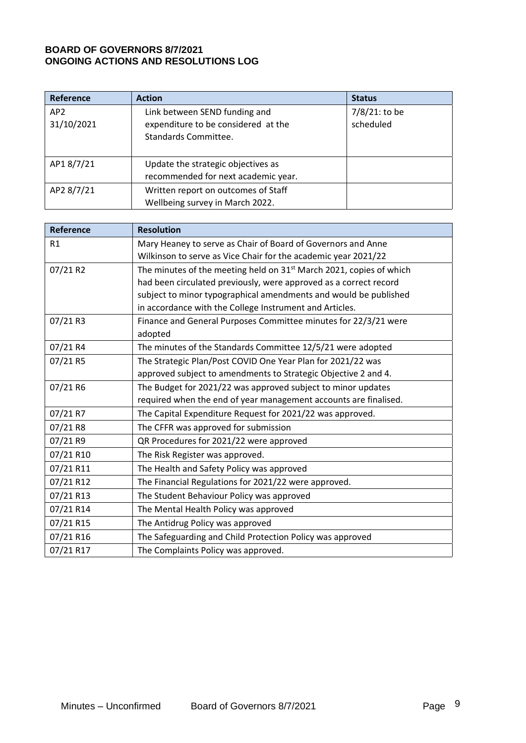**BOARD OF GOVERNORS 8/7/2021**
**ONGOING ACTIONS AND RESOLUTIONS LOG**

| Reference | Action | Status |
|---|---|---|
| AP2 31/10/2021 | Link between SEND funding and expenditure to be considered at the Standards Committee. | 7/8/21: to be scheduled |
| AP1 8/7/21 | Update the strategic objectives as recommended for next academic year. | |
| AP2 8/7/21 | Written report on outcomes of Staff Wellbeing survey in March 2022. | |

| Reference | Resolution |
|---|---|
| R1 | Mary Heaney to serve as Chair of Board of Governors and Anne Wilkinson to serve as Vice Chair for the academic year 2021/22 |
| 07/21 R2 | The minutes of the meeting held on 31st March 2021, copies of which had been circulated previously, were approved as a correct record subject to minor typographical amendments and would be published in accordance with the College Instrument and Articles. |
| 07/21 R3 | Finance and General Purposes Committee minutes for 22/3/21 were adopted |
| 07/21 R4 | The minutes of the Standards Committee 12/5/21 were adopted |
| 07/21 R5 | The Strategic Plan/Post COVID One Year Plan for 2021/22 was approved subject to amendments to Strategic Objective 2 and 4. |
| 07/21 R6 | The Budget for 2021/22 was approved subject to minor updates required when the end of year management accounts are finalised. |
| 07/21 R7 | The Capital Expenditure Request for 2021/22 was approved. |
| 07/21 R8 | The CFFR was approved for submission |
| 07/21 R9 | QR Procedures for 2021/22 were approved |
| 07/21 R10 | The Risk Register was approved. |
| 07/21 R11 | The Health and Safety Policy was approved |
| 07/21 R12 | The Financial Regulations for 2021/22 were approved. |
| 07/21 R13 | The Student Behaviour Policy was approved |
| 07/21 R14 | The Mental Health Policy was approved |
| 07/21 R15 | The Antidrug Policy was approved |
| 07/21 R16 | The Safeguarding and Child Protection Policy was approved |
| 07/21 R17 | The Complaints Policy was approved. |